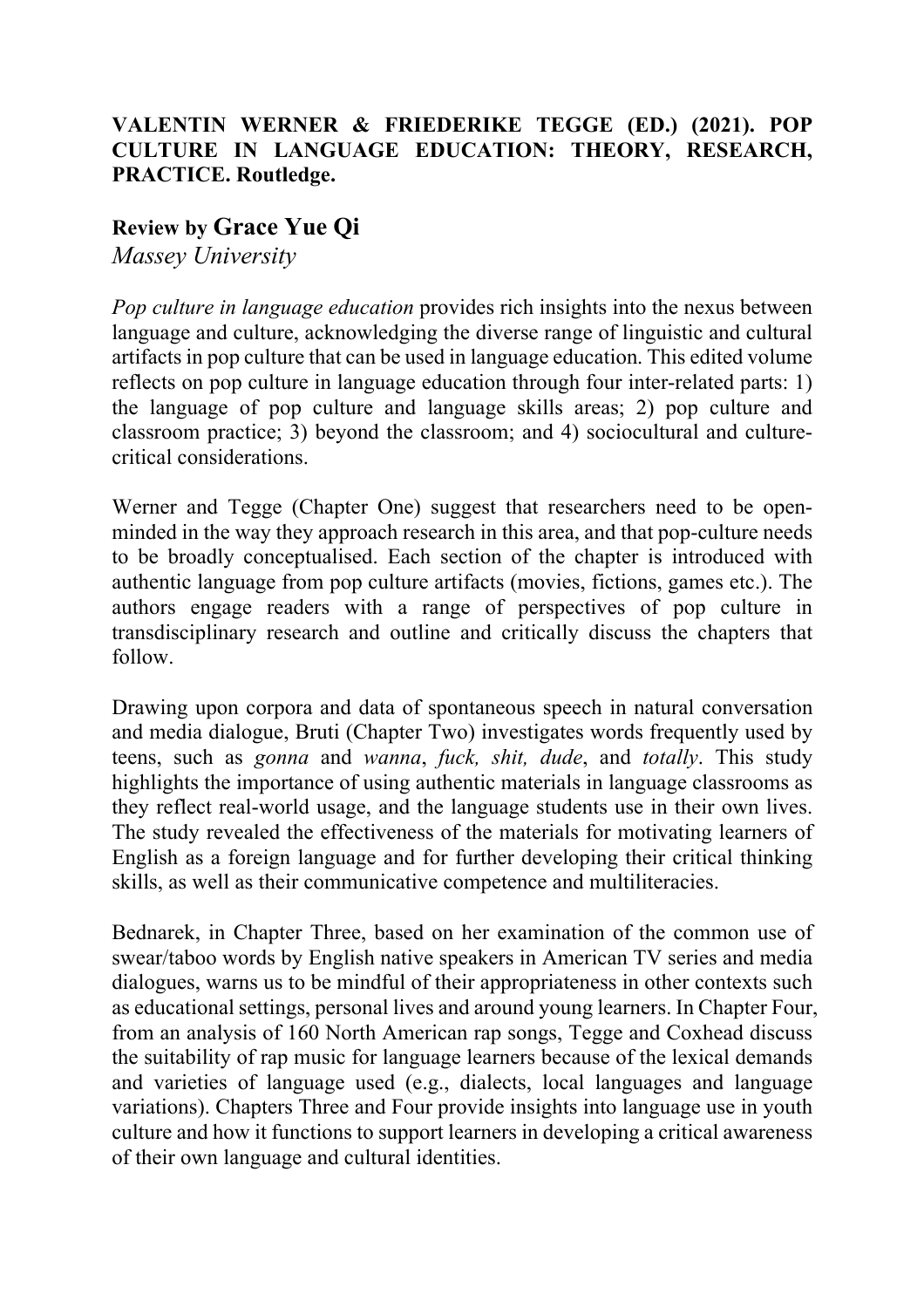**VALENTIN WERNER & FRIEDERIKE TEGGE (ED.) (2021). POP CULTURE IN LANGUAGE EDUCATION: THEORY, RESEARCH, PRACTICE. Routledge.**

**Review by Grace Yue Qi**
*Massey University*

*Pop culture in language education* provides rich insights into the nexus between language and culture, acknowledging the diverse range of linguistic and cultural artifacts in pop culture that can be used in language education. This edited volume reflects on pop culture in language education through four inter-related parts: 1) the language of pop culture and language skills areas; 2) pop culture and classroom practice; 3) beyond the classroom; and 4) sociocultural and culture-critical considerations.

Werner and Tegge (Chapter One) suggest that researchers need to be open-minded in the way they approach research in this area, and that pop-culture needs to be broadly conceptualised. Each section of the chapter is introduced with authentic language from pop culture artifacts (movies, fictions, games etc.). The authors engage readers with a range of perspectives of pop culture in transdisciplinary research and outline and critically discuss the chapters that follow.

Drawing upon corpora and data of spontaneous speech in natural conversation and media dialogue, Bruti (Chapter Two) investigates words frequently used by teens, such as *gonna* and *wanna*, *fuck, shit, dude*, and *totally*. This study highlights the importance of using authentic materials in language classrooms as they reflect real-world usage, and the language students use in their own lives. The study revealed the effectiveness of the materials for motivating learners of English as a foreign language and for further developing their critical thinking skills, as well as their communicative competence and multiliteracies.

Bednarek, in Chapter Three, based on her examination of the common use of swear/taboo words by English native speakers in American TV series and media dialogues, warns us to be mindful of their appropriateness in other contexts such as educational settings, personal lives and around young learners. In Chapter Four, from an analysis of 160 North American rap songs, Tegge and Coxhead discuss the suitability of rap music for language learners because of the lexical demands and varieties of language used (e.g., dialects, local languages and language variations). Chapters Three and Four provide insights into language use in youth culture and how it functions to support learners in developing a critical awareness of their own language and cultural identities.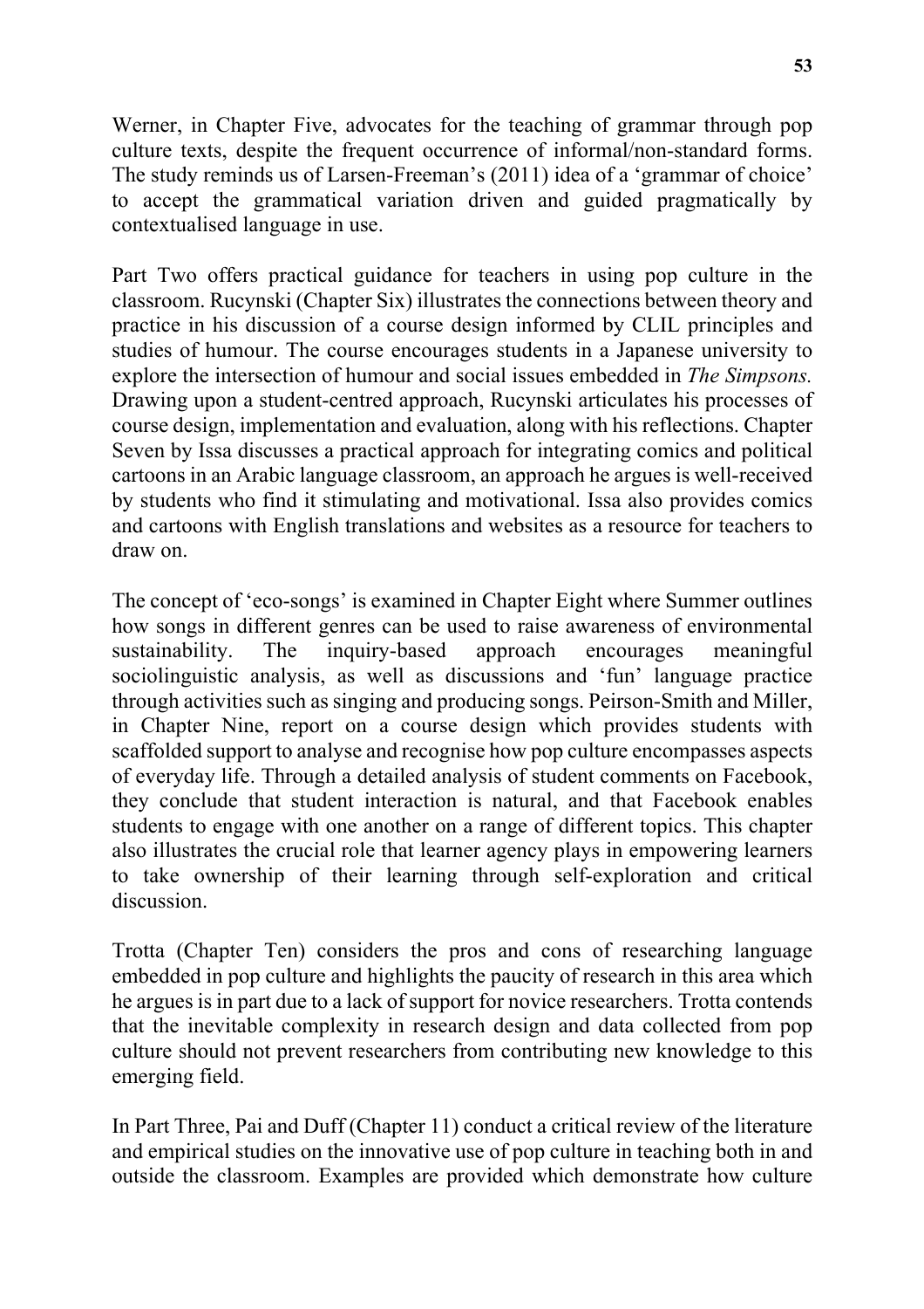Werner, in Chapter Five, advocates for the teaching of grammar through pop culture texts, despite the frequent occurrence of informal/non-standard forms. The study reminds us of Larsen-Freeman's (2011) idea of a 'grammar of choice' to accept the grammatical variation driven and guided pragmatically by contextualised language in use.

Part Two offers practical guidance for teachers in using pop culture in the classroom. Rucynski (Chapter Six) illustrates the connections between theory and practice in his discussion of a course design informed by CLIL principles and studies of humour. The course encourages students in a Japanese university to explore the intersection of humour and social issues embedded in *The Simpsons.* Drawing upon a student-centred approach, Rucynski articulates his processes of course design, implementation and evaluation, along with his reflections. Chapter Seven by Issa discusses a practical approach for integrating comics and political cartoons in an Arabic language classroom, an approach he argues is well-received by students who find it stimulating and motivational. Issa also provides comics and cartoons with English translations and websites as a resource for teachers to draw on.

The concept of 'eco-songs' is examined in Chapter Eight where Summer outlines how songs in different genres can be used to raise awareness of environmental sustainability. The inquiry-based approach encourages meaningful sociolinguistic analysis, as well as discussions and 'fun' language practice through activities such as singing and producing songs. Peirson-Smith and Miller, in Chapter Nine, report on a course design which provides students with scaffolded support to analyse and recognise how pop culture encompasses aspects of everyday life. Through a detailed analysis of student comments on Facebook, they conclude that student interaction is natural, and that Facebook enables students to engage with one another on a range of different topics. This chapter also illustrates the crucial role that learner agency plays in empowering learners to take ownership of their learning through self-exploration and critical discussion.

Trotta (Chapter Ten) considers the pros and cons of researching language embedded in pop culture and highlights the paucity of research in this area which he argues is in part due to a lack of support for novice researchers. Trotta contends that the inevitable complexity in research design and data collected from pop culture should not prevent researchers from contributing new knowledge to this emerging field.

In Part Three, Pai and Duff (Chapter 11) conduct a critical review of the literature and empirical studies on the innovative use of pop culture in teaching both in and outside the classroom. Examples are provided which demonstrate how culture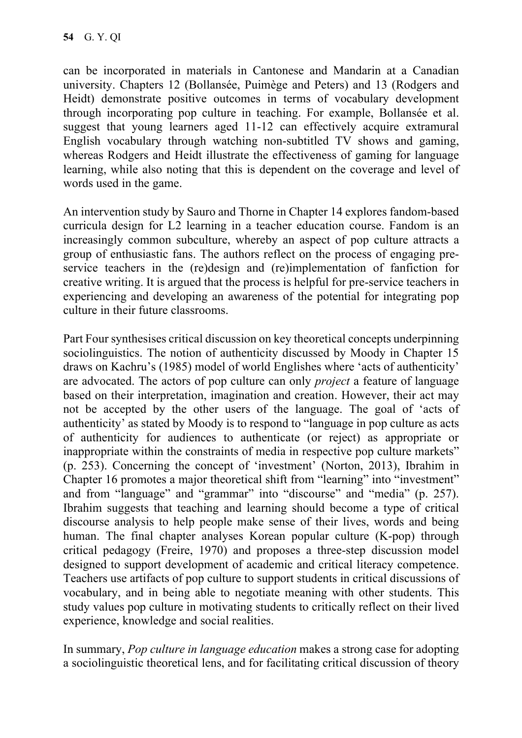can be incorporated in materials in Cantonese and Mandarin at a Canadian university. Chapters 12 (Bollansée, Puimège and Peters) and 13 (Rodgers and Heidt) demonstrate positive outcomes in terms of vocabulary development through incorporating pop culture in teaching. For example, Bollansée et al. suggest that young learners aged 11-12 can effectively acquire extramural English vocabulary through watching non-subtitled TV shows and gaming, whereas Rodgers and Heidt illustrate the effectiveness of gaming for language learning, while also noting that this is dependent on the coverage and level of words used in the game.

An intervention study by Sauro and Thorne in Chapter 14 explores fandom-based curricula design for L2 learning in a teacher education course. Fandom is an increasingly common subculture, whereby an aspect of pop culture attracts a group of enthusiastic fans. The authors reflect on the process of engaging pre-service teachers in the (re)design and (re)implementation of fanfiction for creative writing. It is argued that the process is helpful for pre-service teachers in experiencing and developing an awareness of the potential for integrating pop culture in their future classrooms.

Part Four synthesises critical discussion on key theoretical concepts underpinning sociolinguistics. The notion of authenticity discussed by Moody in Chapter 15 draws on Kachru's (1985) model of world Englishes where 'acts of authenticity' are advocated. The actors of pop culture can only *project* a feature of language based on their interpretation, imagination and creation. However, their act may not be accepted by the other users of the language. The goal of 'acts of authenticity' as stated by Moody is to respond to "language in pop culture as acts of authenticity for audiences to authenticate (or reject) as appropriate or inappropriate within the constraints of media in respective pop culture markets" (p. 253). Concerning the concept of 'investment' (Norton, 2013), Ibrahim in Chapter 16 promotes a major theoretical shift from "learning" into "investment" and from "language" and "grammar" into "discourse" and "media" (p. 257). Ibrahim suggests that teaching and learning should become a type of critical discourse analysis to help people make sense of their lives, words and being human. The final chapter analyses Korean popular culture (K-pop) through critical pedagogy (Freire, 1970) and proposes a three-step discussion model designed to support development of academic and critical literacy competence. Teachers use artifacts of pop culture to support students in critical discussions of vocabulary, and in being able to negotiate meaning with other students. This study values pop culture in motivating students to critically reflect on their lived experience, knowledge and social realities.

In summary, *Pop culture in language education* makes a strong case for adopting a sociolinguistic theoretical lens, and for facilitating critical discussion of theory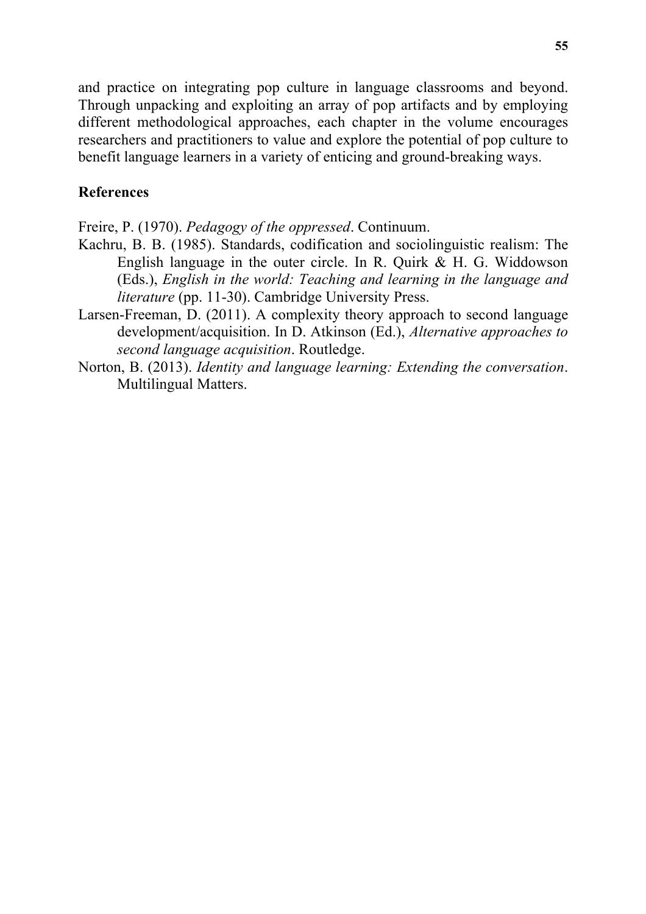and practice on integrating pop culture in language classrooms and beyond. Through unpacking and exploiting an array of pop artifacts and by employing different methodological approaches, each chapter in the volume encourages researchers and practitioners to value and explore the potential of pop culture to benefit language learners in a variety of enticing and ground-breaking ways.

## References

Freire, P. (1970). *Pedagogy of the oppressed*. Continuum.

Kachru, B. B. (1985). Standards, codification and sociolinguistic realism: The English language in the outer circle. In R. Quirk & H. G. Widdowson (Eds.), *English in the world: Teaching and learning in the language and literature* (pp. 11-30). Cambridge University Press.

Larsen-Freeman, D. (2011). A complexity theory approach to second language development/acquisition. In D. Atkinson (Ed.), *Alternative approaches to second language acquisition*. Routledge.

Norton, B. (2013). *Identity and language learning: Extending the conversation*. Multilingual Matters.